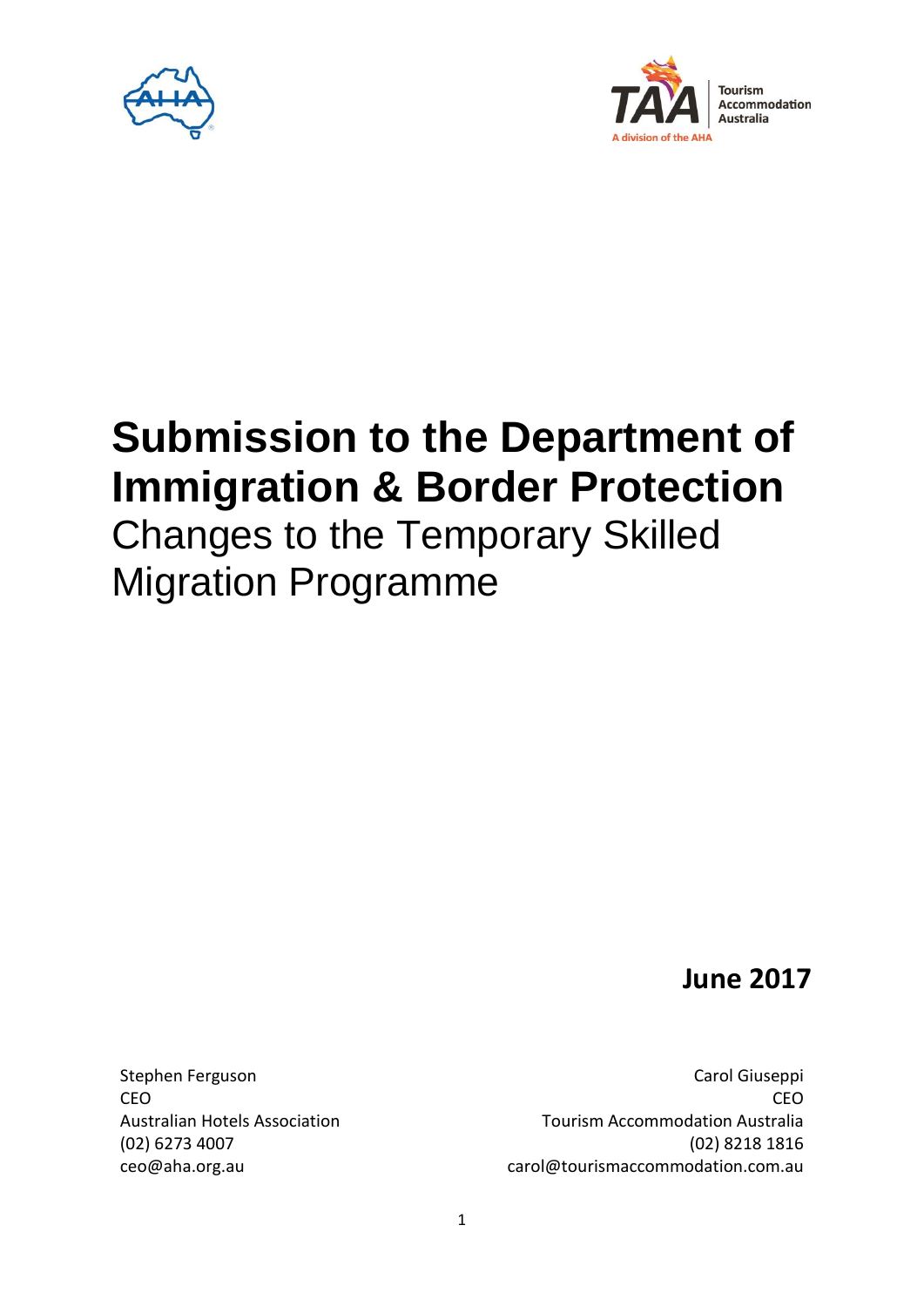# Submission to the Department of Immigration & Border Protection

Changes to the Temporary Skilled Migration Programme

**June 2017**

Stephen Ferguson
CEO
Australian Hotels Association
(02) 6273 4007
ceo@aha.org.au

Carol Giuseppi
CEO
Tourism Accommodation Australia
(02) 8218 1816
carol@tourismaccommodation.com.au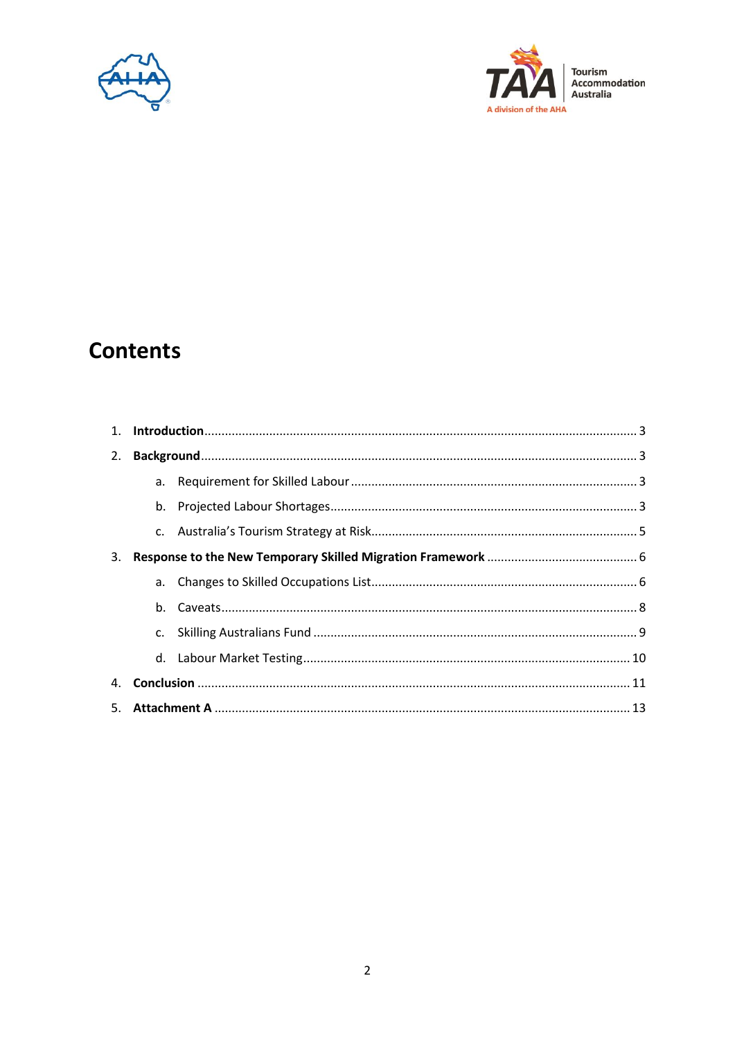# Contents

1. **Introduction** ... 3
2. **Background** ... 3
   a. Requirement for Skilled Labour ... 3
   b. Projected Labour Shortages ... 3
   c. Australia's Tourism Strategy at Risk ... 5
3. **Response to the New Temporary Skilled Migration Framework** ... 6
   a. Changes to Skilled Occupations List ... 6
   b. Caveats ... 8
   c. Skilling Australians Fund ... 9
   d. Labour Market Testing ... 10
4. **Conclusion** ... 11
5. **Attachment A** ... 13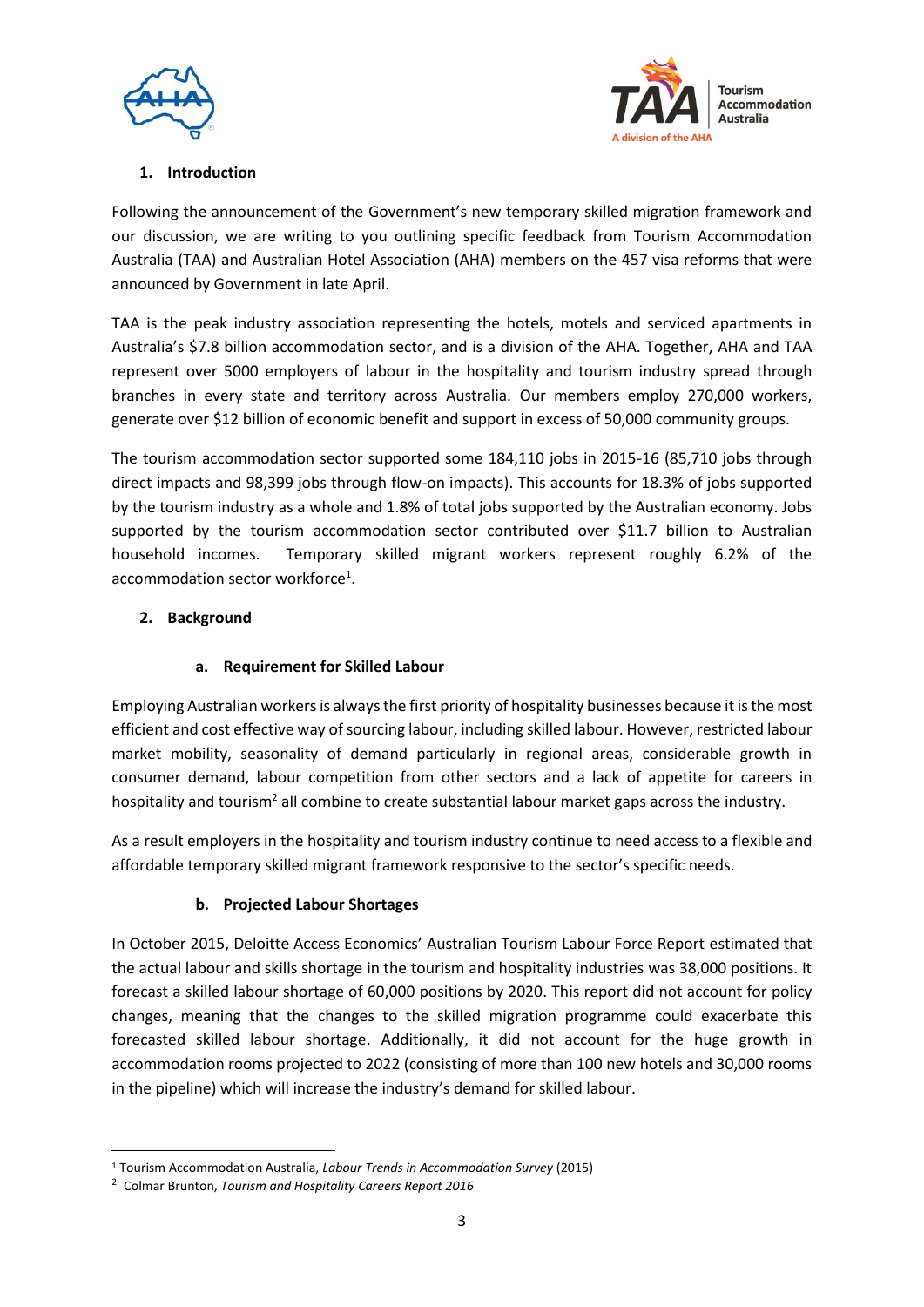## 1. Introduction

Following the announcement of the Government's new temporary skilled migration framework and our discussion, we are writing to you outlining specific feedback from Tourism Accommodation Australia (TAA) and Australian Hotel Association (AHA) members on the 457 visa reforms that were announced by Government in late April.

TAA is the peak industry association representing the hotels, motels and serviced apartments in Australia's $7.8 billion accommodation sector, and is a division of the AHA. Together, AHA and TAA represent over 5000 employers of labour in the hospitality and tourism industry spread through branches in every state and territory across Australia. Our members employ 270,000 workers, generate over $12 billion of economic benefit and support in excess of 50,000 community groups.

The tourism accommodation sector supported some 184,110 jobs in 2015-16 (85,710 jobs through direct impacts and 98,399 jobs through flow-on impacts). This accounts for 18.3% of jobs supported by the tourism industry as a whole and 1.8% of total jobs supported by the Australian economy. Jobs supported by the tourism accommodation sector contributed over $11.7 billion to Australian household incomes. Temporary skilled migrant workers represent roughly 6.2% of the accommodation sector workforce[1].

## 2. Background

### a. Requirement for Skilled Labour

Employing Australian workers is always the first priority of hospitality businesses because it is the most efficient and cost effective way of sourcing labour, including skilled labour. However, restricted labour market mobility, seasonality of demand particularly in regional areas, considerable growth in consumer demand, labour competition from other sectors and a lack of appetite for careers in hospitality and tourism[2] all combine to create substantial labour market gaps across the industry.

As a result employers in the hospitality and tourism industry continue to need access to a flexible and affordable temporary skilled migrant framework responsive to the sector's specific needs.

### b. Projected Labour Shortages

In October 2015, Deloitte Access Economics' Australian Tourism Labour Force Report estimated that the actual labour and skills shortage in the tourism and hospitality industries was 38,000 positions. It forecast a skilled labour shortage of 60,000 positions by 2020. This report did not account for policy changes, meaning that the changes to the skilled migration programme could exacerbate this forecasted skilled labour shortage. Additionally, it did not account for the huge growth in accommodation rooms projected to 2022 (consisting of more than 100 new hotels and 30,000 rooms in the pipeline) which will increase the industry's demand for skilled labour.

---

[1] Tourism Accommodation Australia, *Labour Trends in Accommodation Survey* (2015)

[2] Colmar Brunton, *Tourism and Hospitality Careers Report 2016*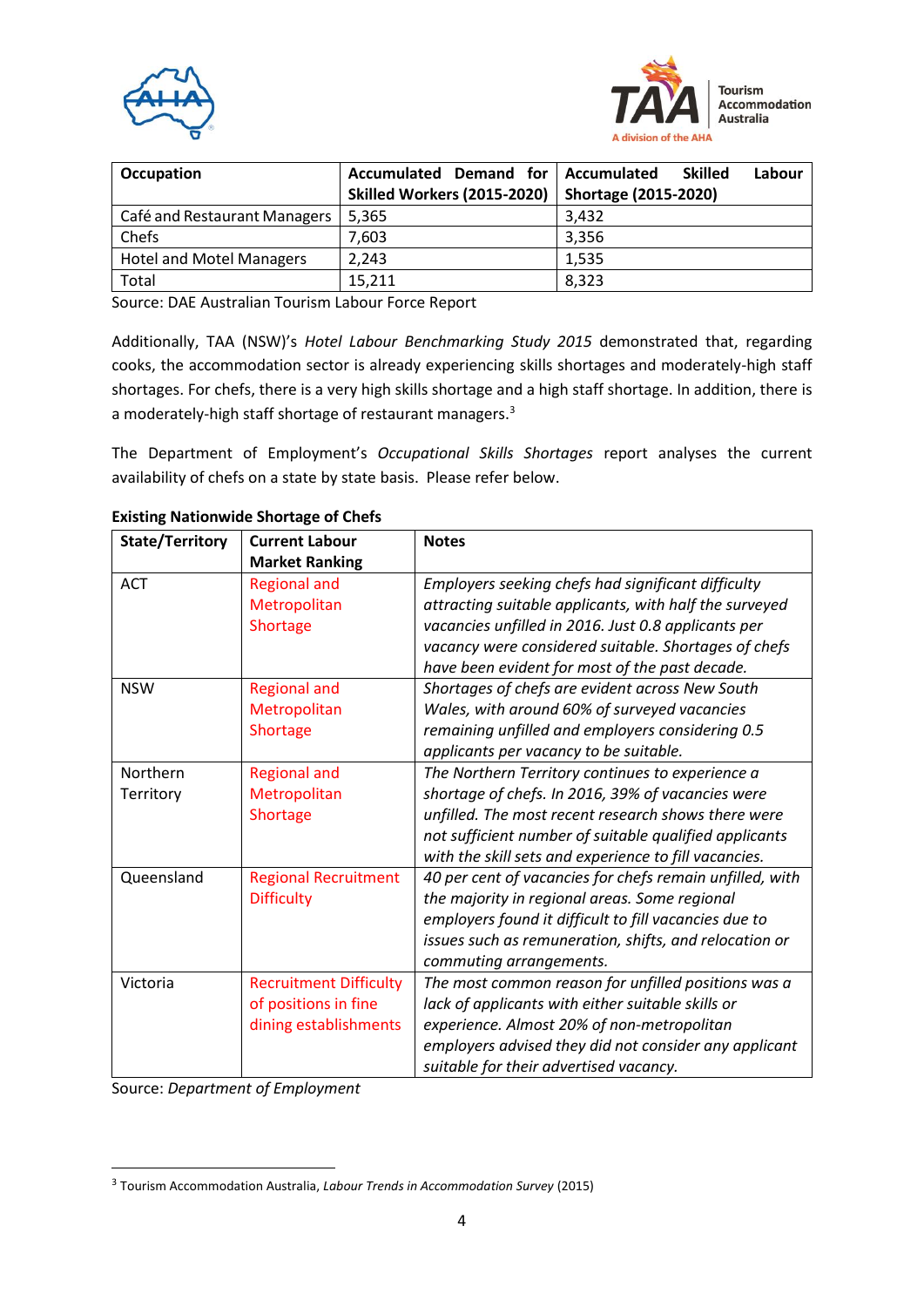| Occupation | Accumulated Demand for Skilled Workers (2015-2020) | Accumulated Skilled Labour Shortage (2015-2020) |
|---|---|---|
| Café and Restaurant Managers | 5,365 | 3,432 |
| Chefs | 7,603 | 3,356 |
| Hotel and Motel Managers | 2,243 | 1,535 |
| Total | 15,211 | 8,323 |

Source: DAE Australian Tourism Labour Force Report

Additionally, TAA (NSW)'s *Hotel Labour Benchmarking Study 2015* demonstrated that, regarding cooks, the accommodation sector is already experiencing skills shortages and moderately-high staff shortages. For chefs, there is a very high skills shortage and a high staff shortage. In addition, there is a moderately-high staff shortage of restaurant managers.[3]

The Department of Employment's *Occupational Skills Shortages* report analyses the current availability of chefs on a state by state basis. Please refer below.

**Existing Nationwide Shortage of Chefs**

| State/Territory | Current Labour Market Ranking | Notes |
|---|---|---|
| ACT | Regional and Metropolitan Shortage | *Employers seeking chefs had significant difficulty attracting suitable applicants, with half the surveyed vacancies unfilled in 2016. Just 0.8 applicants per vacancy were considered suitable. Shortages of chefs have been evident for most of the past decade.* |
| NSW | Regional and Metropolitan Shortage | *Shortages of chefs are evident across New South Wales, with around 60% of surveyed vacancies remaining unfilled and employers considering 0.5 applicants per vacancy to be suitable.* |
| Northern Territory | Regional and Metropolitan Shortage | *The Northern Territory continues to experience a shortage of chefs. In 2016, 39% of vacancies were unfilled. The most recent research shows there were not sufficient number of suitable qualified applicants with the skill sets and experience to fill vacancies.* |
| Queensland | Regional Recruitment Difficulty | *40 per cent of vacancies for chefs remain unfilled, with the majority in regional areas. Some regional employers found it difficult to fill vacancies due to issues such as remuneration, shifts, and relocation or commuting arrangements.* |
| Victoria | Recruitment Difficulty of positions in fine dining establishments | *The most common reason for unfilled positions was a lack of applicants with either suitable skills or experience. Almost 20% of non-metropolitan employers advised they did not consider any applicant suitable for their advertised vacancy.* |

Source: *Department of Employment*

[3] Tourism Accommodation Australia, *Labour Trends in Accommodation Survey* (2015)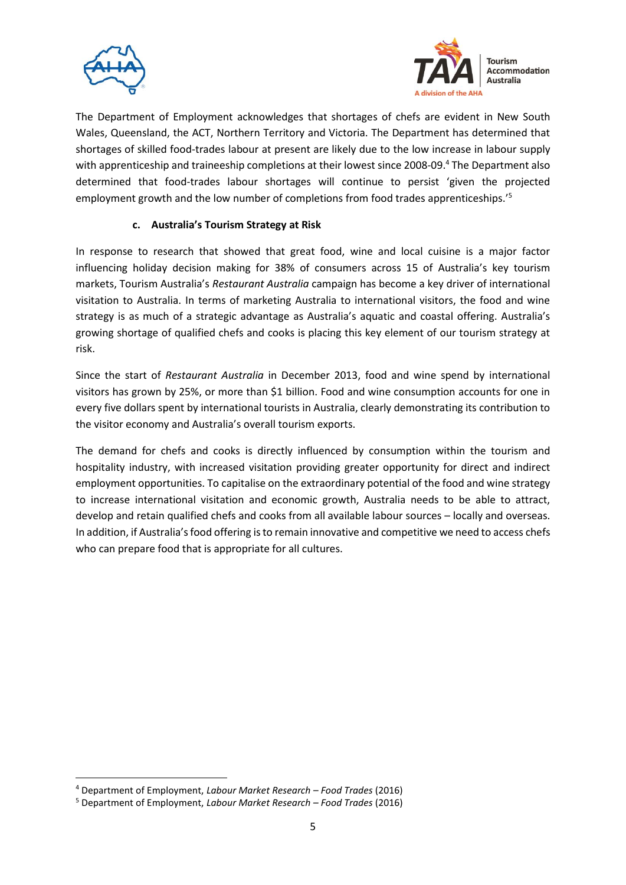The Department of Employment acknowledges that shortages of chefs are evident in New South Wales, Queensland, the ACT, Northern Territory and Victoria. The Department has determined that shortages of skilled food-trades labour at present are likely due to the low increase in labour supply with apprenticeship and traineeship completions at their lowest since 2008-09.[4] The Department also determined that food-trades labour shortages will continue to persist 'given the projected employment growth and the low number of completions from food trades apprenticeships.'[5]

### c. Australia's Tourism Strategy at Risk

In response to research that showed that great food, wine and local cuisine is a major factor influencing holiday decision making for 38% of consumers across 15 of Australia's key tourism markets, Tourism Australia's *Restaurant Australia* campaign has become a key driver of international visitation to Australia. In terms of marketing Australia to international visitors, the food and wine strategy is as much of a strategic advantage as Australia's aquatic and coastal offering. Australia's growing shortage of qualified chefs and cooks is placing this key element of our tourism strategy at risk.

Since the start of *Restaurant Australia* in December 2013, food and wine spend by international visitors has grown by 25%, or more than $1 billion. Food and wine consumption accounts for one in every five dollars spent by international tourists in Australia, clearly demonstrating its contribution to the visitor economy and Australia's overall tourism exports.

The demand for chefs and cooks is directly influenced by consumption within the tourism and hospitality industry, with increased visitation providing greater opportunity for direct and indirect employment opportunities. To capitalise on the extraordinary potential of the food and wine strategy to increase international visitation and economic growth, Australia needs to be able to attract, develop and retain qualified chefs and cooks from all available labour sources – locally and overseas. In addition, if Australia's food offering is to remain innovative and competitive we need to access chefs who can prepare food that is appropriate for all cultures.

---

[4] Department of Employment, *Labour Market Research – Food Trades* (2016)

[5] Department of Employment, *Labour Market Research – Food Trades* (2016)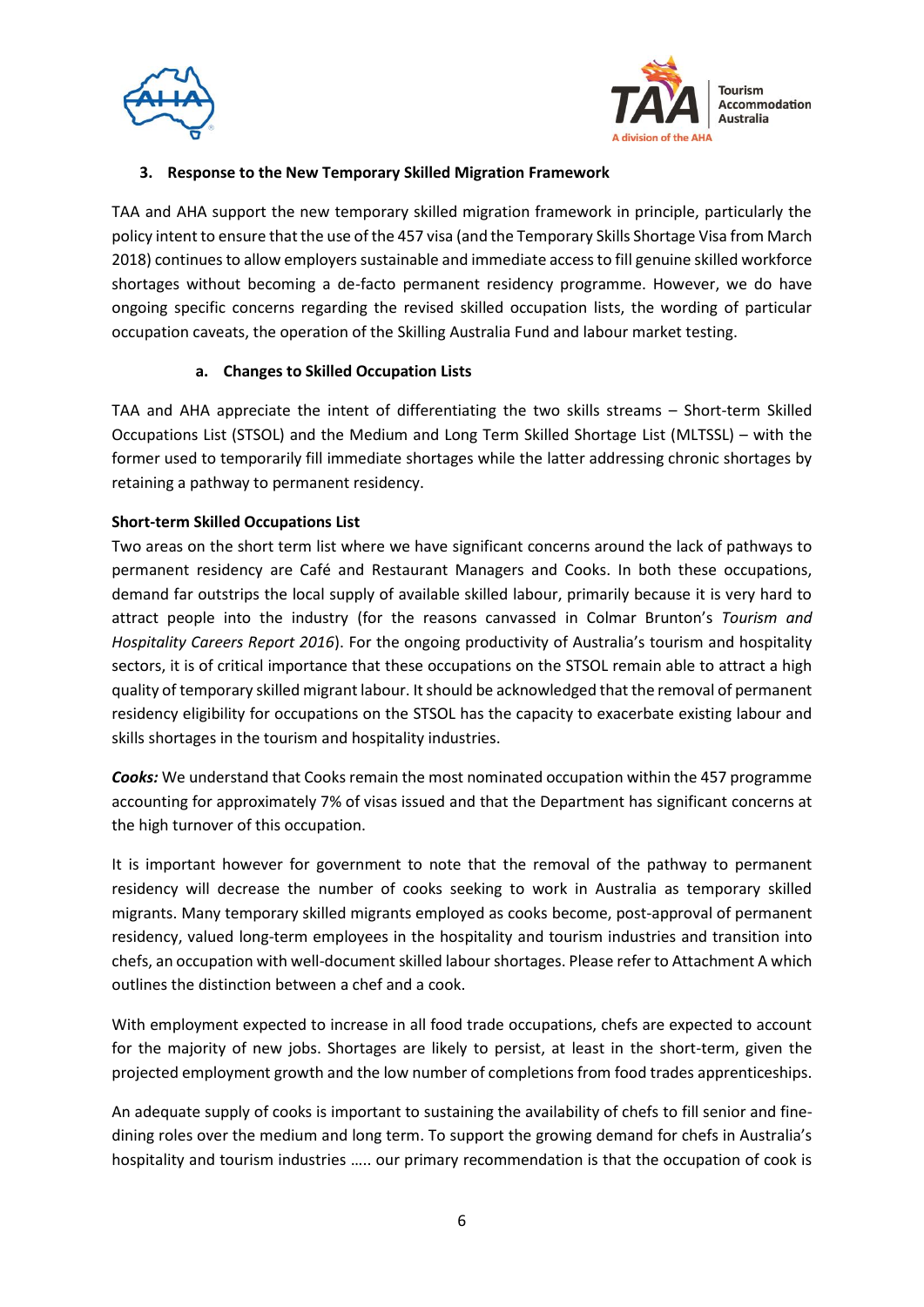### 3. Response to the New Temporary Skilled Migration Framework

TAA and AHA support the new temporary skilled migration framework in principle, particularly the policy intent to ensure that the use of the 457 visa (and the Temporary Skills Shortage Visa from March 2018) continues to allow employers sustainable and immediate access to fill genuine skilled workforce shortages without becoming a de-facto permanent residency programme. However, we do have ongoing specific concerns regarding the revised skilled occupation lists, the wording of particular occupation caveats, the operation of the Skilling Australia Fund and labour market testing.

#### a. Changes to Skilled Occupation Lists

TAA and AHA appreciate the intent of differentiating the two skills streams – Short-term Skilled Occupations List (STSOL) and the Medium and Long Term Skilled Shortage List (MLTSSL) – with the former used to temporarily fill immediate shortages while the latter addressing chronic shortages by retaining a pathway to permanent residency.

**Short-term Skilled Occupations List**

Two areas on the short term list where we have significant concerns around the lack of pathways to permanent residency are Café and Restaurant Managers and Cooks. In both these occupations, demand far outstrips the local supply of available skilled labour, primarily because it is very hard to attract people into the industry (for the reasons canvassed in Colmar Brunton's *Tourism and Hospitality Careers Report 2016*). For the ongoing productivity of Australia's tourism and hospitality sectors, it is of critical importance that these occupations on the STSOL remain able to attract a high quality of temporary skilled migrant labour. It should be acknowledged that the removal of permanent residency eligibility for occupations on the STSOL has the capacity to exacerbate existing labour and skills shortages in the tourism and hospitality industries.

***Cooks:*** We understand that Cooks remain the most nominated occupation within the 457 programme accounting for approximately 7% of visas issued and that the Department has significant concerns at the high turnover of this occupation.

It is important however for government to note that the removal of the pathway to permanent residency will decrease the number of cooks seeking to work in Australia as temporary skilled migrants. Many temporary skilled migrants employed as cooks become, post-approval of permanent residency, valued long-term employees in the hospitality and tourism industries and transition into chefs, an occupation with well-document skilled labour shortages. Please refer to Attachment A which outlines the distinction between a chef and a cook.

With employment expected to increase in all food trade occupations, chefs are expected to account for the majority of new jobs. Shortages are likely to persist, at least in the short-term, given the projected employment growth and the low number of completions from food trades apprenticeships.

An adequate supply of cooks is important to sustaining the availability of chefs to fill senior and fine-dining roles over the medium and long term. To support the growing demand for chefs in Australia's hospitality and tourism industries ….. our primary recommendation is that the occupation of cook is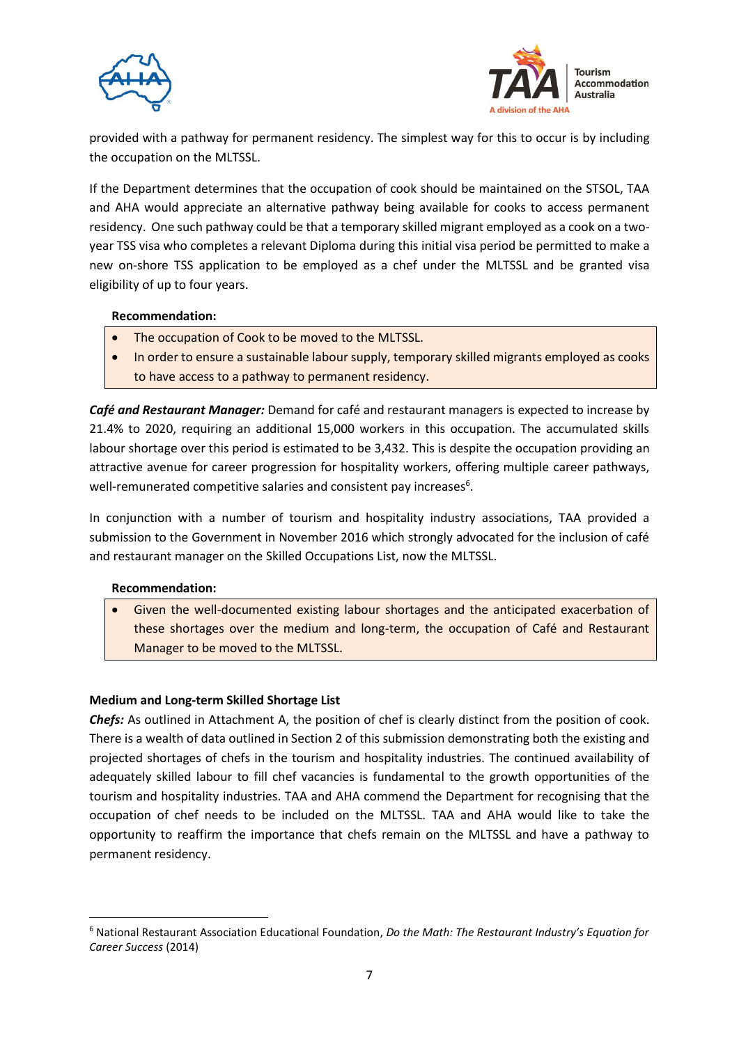provided with a pathway for permanent residency. The simplest way for this to occur is by including the occupation on the MLTSSL.

If the Department determines that the occupation of cook should be maintained on the STSOL, TAA and AHA would appreciate an alternative pathway being available for cooks to access permanent residency. One such pathway could be that a temporary skilled migrant employed as a cook on a two-year TSS visa who completes a relevant Diploma during this initial visa period be permitted to make a new on-shore TSS application to be employed as a chef under the MLTSSL and be granted visa eligibility of up to four years.

**Recommendation:**

- The occupation of Cook to be moved to the MLTSSL.
- In order to ensure a sustainable labour supply, temporary skilled migrants employed as cooks to have access to a pathway to permanent residency.

***Café and Restaurant Manager:*** Demand for café and restaurant managers is expected to increase by 21.4% to 2020, requiring an additional 15,000 workers in this occupation. The accumulated skills labour shortage over this period is estimated to be 3,432. This is despite the occupation providing an attractive avenue for career progression for hospitality workers, offering multiple career pathways, well-remunerated competitive salaries and consistent pay increases[6].

In conjunction with a number of tourism and hospitality industry associations, TAA provided a submission to the Government in November 2016 which strongly advocated for the inclusion of café and restaurant manager on the Skilled Occupations List, now the MLTSSL.

**Recommendation:**

- Given the well-documented existing labour shortages and the anticipated exacerbation of these shortages over the medium and long-term, the occupation of Café and Restaurant Manager to be moved to the MLTSSL.

**Medium and Long-term Skilled Shortage List**

***Chefs:*** As outlined in Attachment A, the position of chef is clearly distinct from the position of cook. There is a wealth of data outlined in Section 2 of this submission demonstrating both the existing and projected shortages of chefs in the tourism and hospitality industries. The continued availability of adequately skilled labour to fill chef vacancies is fundamental to the growth opportunities of the tourism and hospitality industries. TAA and AHA commend the Department for recognising that the occupation of chef needs to be included on the MLTSSL. TAA and AHA would like to take the opportunity to reaffirm the importance that chefs remain on the MLTSSL and have a pathway to permanent residency.

[6] National Restaurant Association Educational Foundation, *Do the Math: The Restaurant Industry's Equation for Career Success* (2014)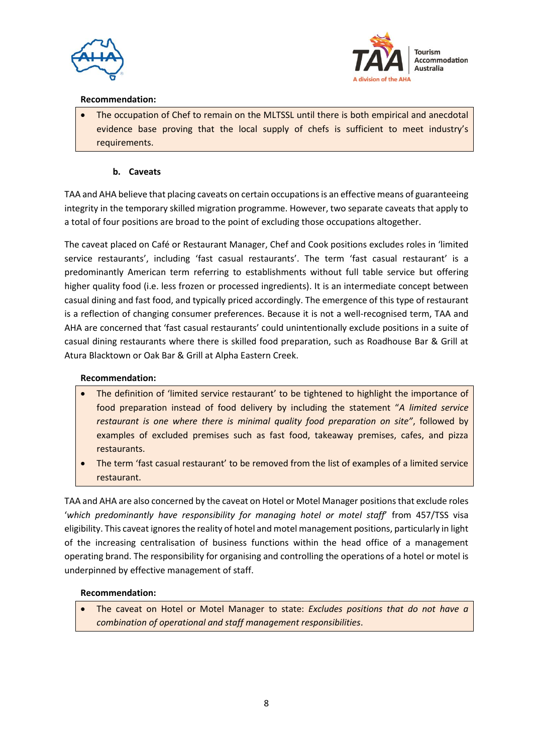**Recommendation:**

- The occupation of Chef to remain on the MLTSSL until there is both empirical and anecdotal evidence base proving that the local supply of chefs is sufficient to meet industry's requirements.

### b. Caveats

TAA and AHA believe that placing caveats on certain occupations is an effective means of guaranteeing integrity in the temporary skilled migration programme. However, two separate caveats that apply to a total of four positions are broad to the point of excluding those occupations altogether.

The caveat placed on Café or Restaurant Manager, Chef and Cook positions excludes roles in 'limited service restaurants', including 'fast casual restaurants'. The term 'fast casual restaurant' is a predominantly American term referring to establishments without full table service but offering higher quality food (i.e. less frozen or processed ingredients). It is an intermediate concept between casual dining and fast food, and typically priced accordingly. The emergence of this type of restaurant is a reflection of changing consumer preferences. Because it is not a well-recognised term, TAA and AHA are concerned that 'fast casual restaurants' could unintentionally exclude positions in a suite of casual dining restaurants where there is skilled food preparation, such as Roadhouse Bar & Grill at Atura Blacktown or Oak Bar & Grill at Alpha Eastern Creek.

**Recommendation:**

- The definition of 'limited service restaurant' to be tightened to highlight the importance of food preparation instead of food delivery by including the statement "*A limited service restaurant is one where there is minimal quality food preparation on site"*, followed by examples of excluded premises such as fast food, takeaway premises, cafes, and pizza restaurants.
- The term 'fast casual restaurant' to be removed from the list of examples of a limited service restaurant.

TAA and AHA are also concerned by the caveat on Hotel or Motel Manager positions that exclude roles '*which predominantly have responsibility for managing hotel or motel staff*' from 457/TSS visa eligibility. This caveat ignores the reality of hotel and motel management positions, particularly in light of the increasing centralisation of business functions within the head office of a management operating brand. The responsibility for organising and controlling the operations of a hotel or motel is underpinned by effective management of staff.

**Recommendation:**

- The caveat on Hotel or Motel Manager to state: *Excludes positions that do not have a combination of operational and staff management responsibilities*.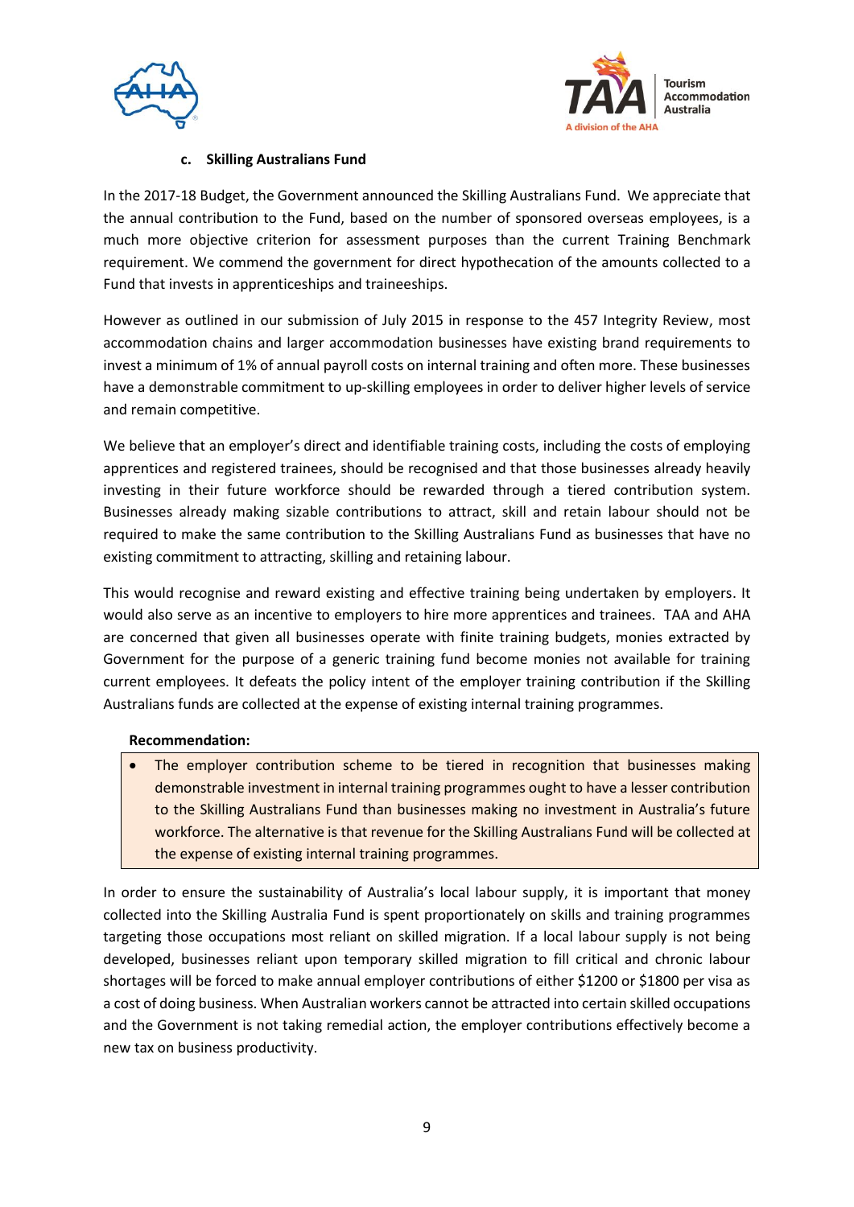### c. Skilling Australians Fund

In the 2017-18 Budget, the Government announced the Skilling Australians Fund. We appreciate that the annual contribution to the Fund, based on the number of sponsored overseas employees, is a much more objective criterion for assessment purposes than the current Training Benchmark requirement. We commend the government for direct hypothecation of the amounts collected to a Fund that invests in apprenticeships and traineeships.

However as outlined in our submission of July 2015 in response to the 457 Integrity Review, most accommodation chains and larger accommodation businesses have existing brand requirements to invest a minimum of 1% of annual payroll costs on internal training and often more. These businesses have a demonstrable commitment to up-skilling employees in order to deliver higher levels of service and remain competitive.

We believe that an employer's direct and identifiable training costs, including the costs of employing apprentices and registered trainees, should be recognised and that those businesses already heavily investing in their future workforce should be rewarded through a tiered contribution system. Businesses already making sizable contributions to attract, skill and retain labour should not be required to make the same contribution to the Skilling Australians Fund as businesses that have no existing commitment to attracting, skilling and retaining labour.

This would recognise and reward existing and effective training being undertaken by employers. It would also serve as an incentive to employers to hire more apprentices and trainees. TAA and AHA are concerned that given all businesses operate with finite training budgets, monies extracted by Government for the purpose of a generic training fund become monies not available for training current employees. It defeats the policy intent of the employer training contribution if the Skilling Australians funds are collected at the expense of existing internal training programmes.

**Recommendation:**

- The employer contribution scheme to be tiered in recognition that businesses making demonstrable investment in internal training programmes ought to have a lesser contribution to the Skilling Australians Fund than businesses making no investment in Australia's future workforce. The alternative is that revenue for the Skilling Australians Fund will be collected at the expense of existing internal training programmes.

In order to ensure the sustainability of Australia's local labour supply, it is important that money collected into the Skilling Australia Fund is spent proportionately on skills and training programmes targeting those occupations most reliant on skilled migration. If a local labour supply is not being developed, businesses reliant upon temporary skilled migration to fill critical and chronic labour shortages will be forced to make annual employer contributions of either $1200 or $1800 per visa as a cost of doing business. When Australian workers cannot be attracted into certain skilled occupations and the Government is not taking remedial action, the employer contributions effectively become a new tax on business productivity.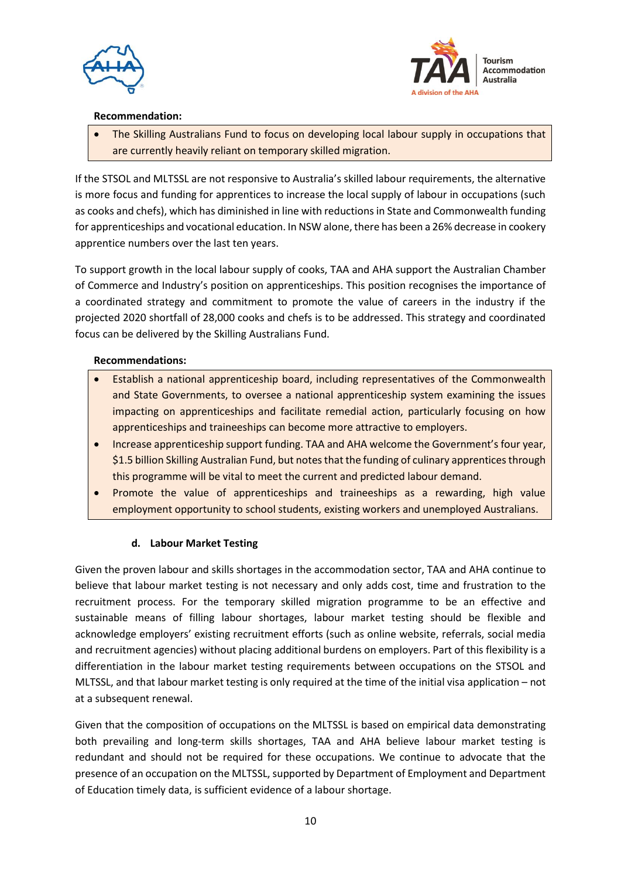**Recommendation:**

- The Skilling Australians Fund to focus on developing local labour supply in occupations that are currently heavily reliant on temporary skilled migration.

If the STSOL and MLTSSL are not responsive to Australia's skilled labour requirements, the alternative is more focus and funding for apprentices to increase the local supply of labour in occupations (such as cooks and chefs), which has diminished in line with reductions in State and Commonwealth funding for apprenticeships and vocational education. In NSW alone, there has been a 26% decrease in cookery apprentice numbers over the last ten years.

To support growth in the local labour supply of cooks, TAA and AHA support the Australian Chamber of Commerce and Industry's position on apprenticeships. This position recognises the importance of a coordinated strategy and commitment to promote the value of careers in the industry if the projected 2020 shortfall of 28,000 cooks and chefs is to be addressed. This strategy and coordinated focus can be delivered by the Skilling Australians Fund.

**Recommendations:**

- Establish a national apprenticeship board, including representatives of the Commonwealth and State Governments, to oversee a national apprenticeship system examining the issues impacting on apprenticeships and facilitate remedial action, particularly focusing on how apprenticeships and traineeships can become more attractive to employers.
- Increase apprenticeship support funding. TAA and AHA welcome the Government's four year, \$1.5 billion Skilling Australian Fund, but notes that the funding of culinary apprentices through this programme will be vital to meet the current and predicted labour demand.
- Promote the value of apprenticeships and traineeships as a rewarding, high value employment opportunity to school students, existing workers and unemployed Australians.

### d. Labour Market Testing

Given the proven labour and skills shortages in the accommodation sector, TAA and AHA continue to believe that labour market testing is not necessary and only adds cost, time and frustration to the recruitment process. For the temporary skilled migration programme to be an effective and sustainable means of filling labour shortages, labour market testing should be flexible and acknowledge employers' existing recruitment efforts (such as online website, referrals, social media and recruitment agencies) without placing additional burdens on employers. Part of this flexibility is a differentiation in the labour market testing requirements between occupations on the STSOL and MLTSSL, and that labour market testing is only required at the time of the initial visa application – not at a subsequent renewal.

Given that the composition of occupations on the MLTSSL is based on empirical data demonstrating both prevailing and long-term skills shortages, TAA and AHA believe labour market testing is redundant and should not be required for these occupations. We continue to advocate that the presence of an occupation on the MLTSSL, supported by Department of Employment and Department of Education timely data, is sufficient evidence of a labour shortage.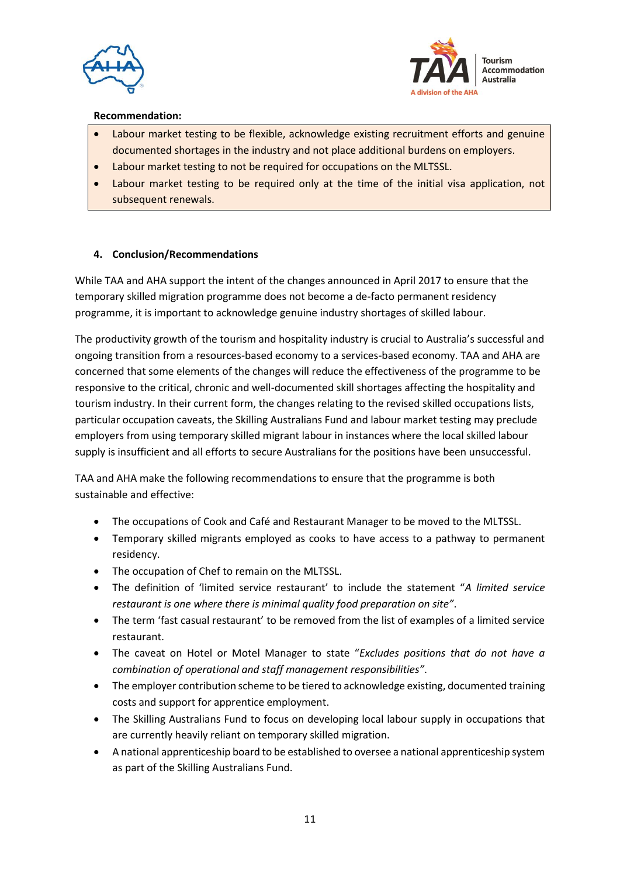**Recommendation:**

- Labour market testing to be flexible, acknowledge existing recruitment efforts and genuine documented shortages in the industry and not place additional burdens on employers.
- Labour market testing to not be required for occupations on the MLTSSL.
- Labour market testing to be required only at the time of the initial visa application, not subsequent renewals.

## 4. Conclusion/Recommendations

While TAA and AHA support the intent of the changes announced in April 2017 to ensure that the temporary skilled migration programme does not become a de-facto permanent residency programme, it is important to acknowledge genuine industry shortages of skilled labour.

The productivity growth of the tourism and hospitality industry is crucial to Australia's successful and ongoing transition from a resources-based economy to a services-based economy. TAA and AHA are concerned that some elements of the changes will reduce the effectiveness of the programme to be responsive to the critical, chronic and well-documented skill shortages affecting the hospitality and tourism industry. In their current form, the changes relating to the revised skilled occupations lists, particular occupation caveats, the Skilling Australians Fund and labour market testing may preclude employers from using temporary skilled migrant labour in instances where the local skilled labour supply is insufficient and all efforts to secure Australians for the positions have been unsuccessful.

TAA and AHA make the following recommendations to ensure that the programme is both sustainable and effective:

- The occupations of Cook and Café and Restaurant Manager to be moved to the MLTSSL.
- Temporary skilled migrants employed as cooks to have access to a pathway to permanent residency.
- The occupation of Chef to remain on the MLTSSL.
- The definition of 'limited service restaurant' to include the statement "*A limited service restaurant is one where there is minimal quality food preparation on site"*.
- The term 'fast casual restaurant' to be removed from the list of examples of a limited service restaurant.
- The caveat on Hotel or Motel Manager to state "*Excludes positions that do not have a combination of operational and staff management responsibilities"*.
- The employer contribution scheme to be tiered to acknowledge existing, documented training costs and support for apprentice employment.
- The Skilling Australians Fund to focus on developing local labour supply in occupations that are currently heavily reliant on temporary skilled migration.
- A national apprenticeship board to be established to oversee a national apprenticeship system as part of the Skilling Australians Fund.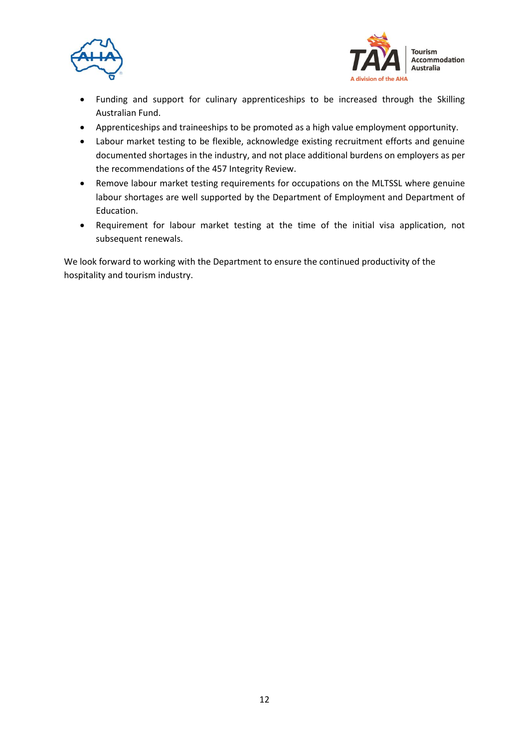- Funding and support for culinary apprenticeships to be increased through the Skilling Australian Fund.
- Apprenticeships and traineeships to be promoted as a high value employment opportunity.
- Labour market testing to be flexible, acknowledge existing recruitment efforts and genuine documented shortages in the industry, and not place additional burdens on employers as per the recommendations of the 457 Integrity Review.
- Remove labour market testing requirements for occupations on the MLTSSL where genuine labour shortages are well supported by the Department of Employment and Department of Education.
- Requirement for labour market testing at the time of the initial visa application, not subsequent renewals.

We look forward to working with the Department to ensure the continued productivity of the hospitality and tourism industry.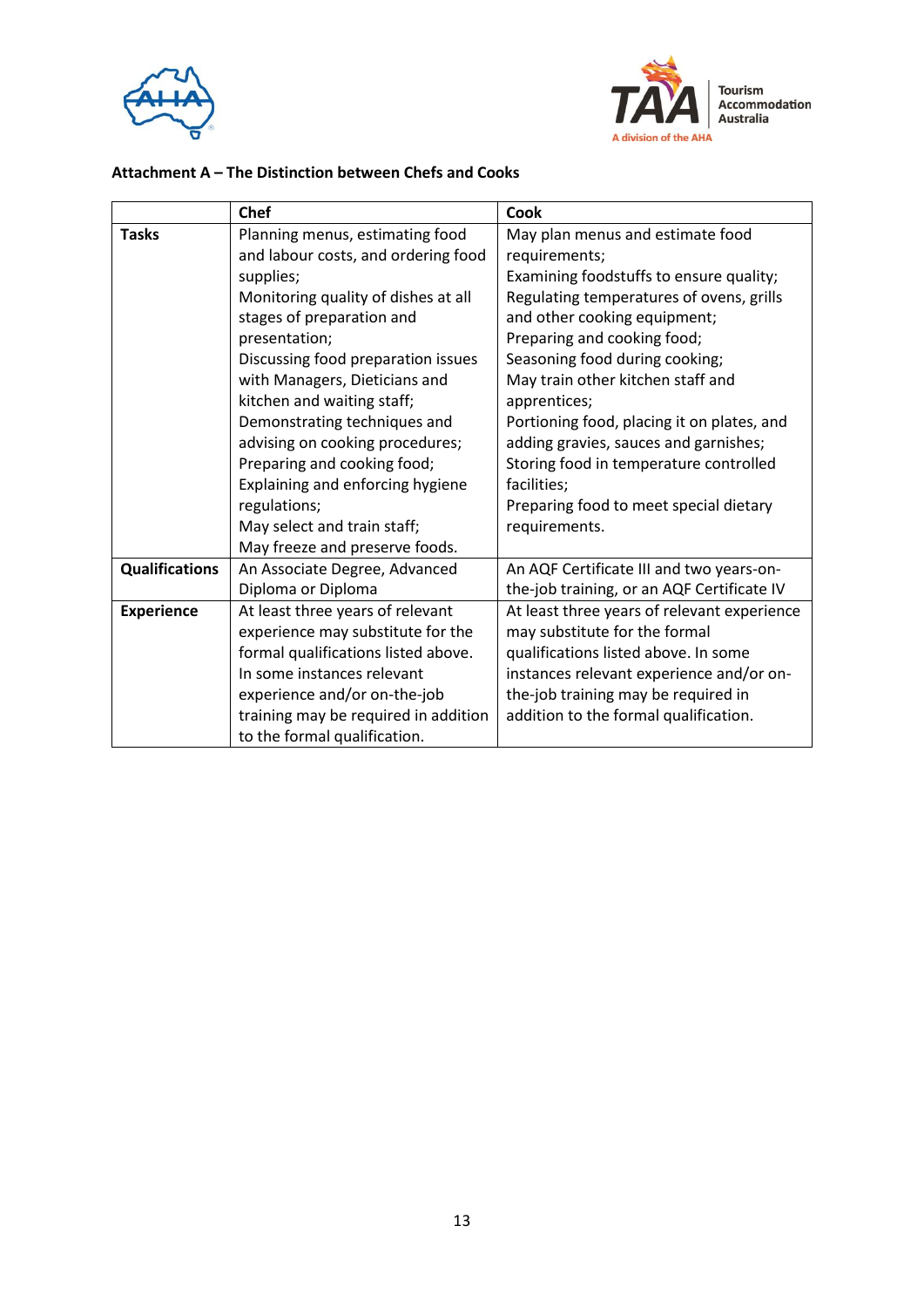**Attachment A – The Distinction between Chefs and Cooks**

| | Chef | Cook |
|---|---|---|
| **Tasks** | Planning menus, estimating food and labour costs, and ordering food supplies; Monitoring quality of dishes at all stages of preparation and presentation; Discussing food preparation issues with Managers, Dieticians and kitchen and waiting staff; Demonstrating techniques and advising on cooking procedures; Preparing and cooking food; Explaining and enforcing hygiene regulations; May select and train staff; May freeze and preserve foods. | May plan menus and estimate food requirements; Examining foodstuffs to ensure quality; Regulating temperatures of ovens, grills and other cooking equipment; Preparing and cooking food; Seasoning food during cooking; May train other kitchen staff and apprentices; Portioning food, placing it on plates, and adding gravies, sauces and garnishes; Storing food in temperature controlled facilities; Preparing food to meet special dietary requirements. |
| **Qualifications** | An Associate Degree, Advanced Diploma or Diploma | An AQF Certificate III and two years-on-the-job training, or an AQF Certificate IV |
| **Experience** | At least three years of relevant experience may substitute for the formal qualifications listed above. In some instances relevant experience and/or on-the-job training may be required in addition to the formal qualification. | At least three years of relevant experience may substitute for the formal qualifications listed above. In some instances relevant experience and/or on-the-job training may be required in addition to the formal qualification. |